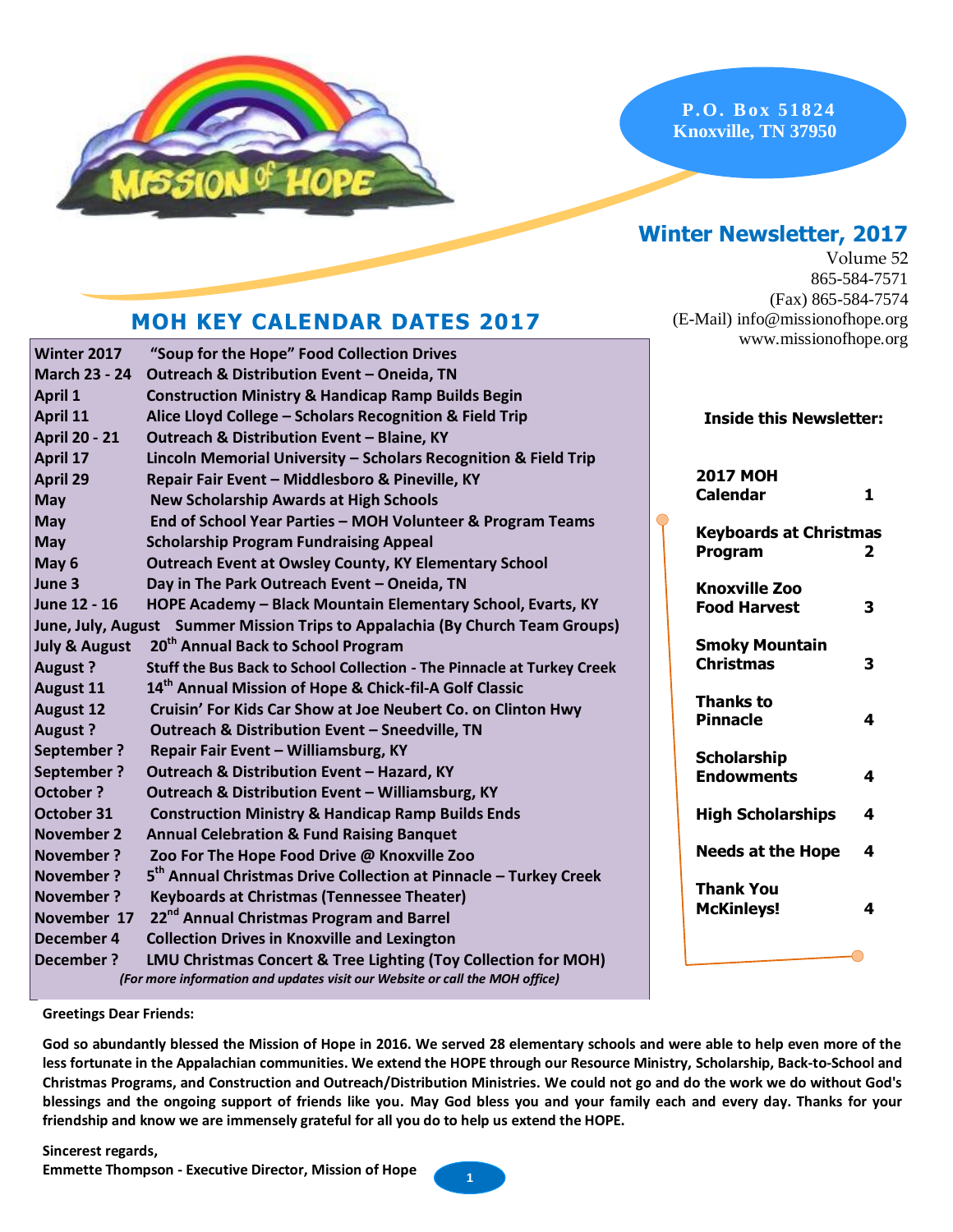MISSION of HOPE

P.O. Box 51824
Knoxville, TN 37950

## Winter Newsletter, 2017

Volume 52
865-584-7571
(Fax) 865-584-7574
(E-Mail) info@missionofhope.org
www.missionofhope.org

## MOH KEY CALENDAR DATES 2017

| Date | Event |
|---|---|
| Winter 2017 | "Soup for the Hope" Food Collection Drives |
| March 23 - 24 | Outreach & Distribution Event – Oneida, TN |
| April 1 | Construction Ministry & Handicap Ramp Builds Begin |
| April 11 | Alice Lloyd College – Scholars Recognition & Field Trip |
| April 20 - 21 | Outreach & Distribution Event – Blaine, KY |
| April 17 | Lincoln Memorial University – Scholars Recognition & Field Trip |
| April 29 | Repair Fair Event – Middlesboro & Pineville, KY |
| May | New Scholarship Awards at High Schools |
| May | End of School Year Parties – MOH Volunteer & Program Teams |
| May | Scholarship Program Fundraising Appeal |
| May 6 | Outreach Event at Owsley County, KY Elementary School |
| June 3 | Day in The Park Outreach Event – Oneida, TN |
| June 12 - 16 | HOPE Academy – Black Mountain Elementary School, Evarts, KY |
| June, July, August | Summer Mission Trips to Appalachia (By Church Team Groups) |
| July & August | 20th Annual Back to School Program |
| August ? | Stuff the Bus Back to School Collection - The Pinnacle at Turkey Creek |
| August 11 | 14th Annual Mission of Hope & Chick-fil-A Golf Classic |
| August 12 | Cruisin' For Kids Car Show at Joe Neubert Co. on Clinton Hwy |
| August ? | Outreach & Distribution Event – Sneedville, TN |
| September ? | Repair Fair Event – Williamsburg, KY |
| September ? | Outreach & Distribution Event – Hazard, KY |
| October ? | Outreach & Distribution Event – Williamsburg, KY |
| October 31 | Construction Ministry & Handicap Ramp Builds Ends |
| November 2 | Annual Celebration & Fund Raising Banquet |
| November ? | Zoo For The Hope Food Drive @ Knoxville Zoo |
| November ? | 5th Annual Christmas Drive Collection at Pinnacle – Turkey Creek |
| November ? | Keyboards at Christmas (Tennessee Theater) |
| November 17 | 22nd Annual Christmas Program and Barrel |
| December 4 | Collection Drives in Knoxville and Lexington |
| December ? | LMU Christmas Concert & Tree Lighting (Toy Collection for MOH) |

*(For more information and updates visit our Website or call the MOH office)*

**Inside this Newsletter:**

| Article | Page |
|---|---|
| 2017 MOH Calendar | 1 |
| Keyboards at Christmas Program | 2 |
| Knoxville Zoo Food Harvest | 3 |
| Smoky Mountain Christmas | 3 |
| Thanks to Pinnacle | 4 |
| Scholarship Endowments | 4 |
| High Scholarships | 4 |
| Needs at the Hope | 4 |
| Thank You McKinleys! | 4 |

**Greetings Dear Friends:**

**God so abundantly blessed the Mission of Hope in 2016. We served 28 elementary schools and were able to help even more of the less fortunate in the Appalachian communities. We extend the HOPE through our Resource Ministry, Scholarship, Back-to-School and Christmas Programs, and Construction and Outreach/Distribution Ministries. We could not go and do the work we do without God's blessings and the ongoing support of friends like you. May God bless you and your family each and every day. Thanks for your friendship and know we are immensely grateful for all you do to help us extend the HOPE.**

**Sincerest regards,**
**Emmette Thompson - Executive Director, Mission of Hope**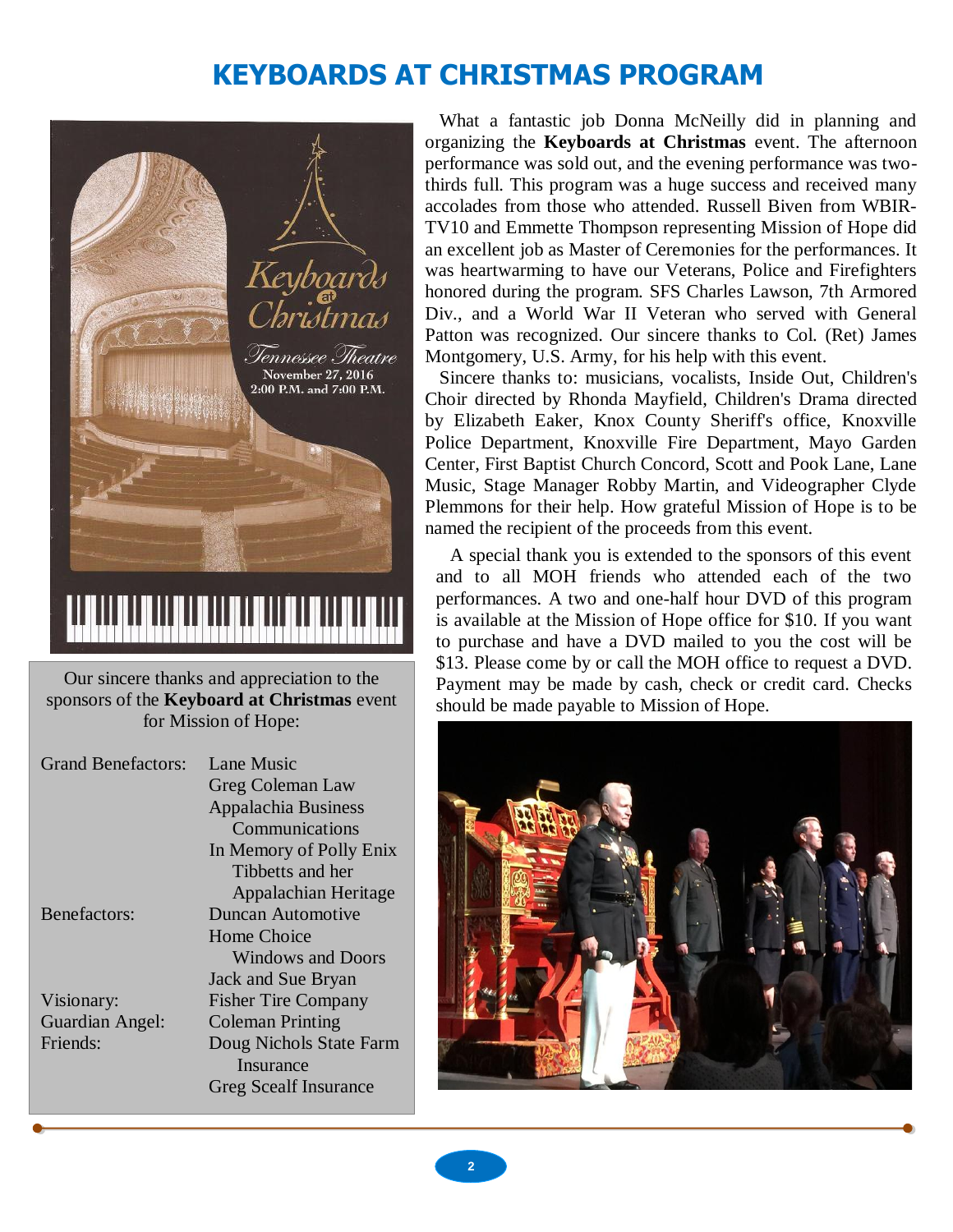# KEYBOARDS AT CHRISTMAS PROGRAM

What a fantastic job Donna McNeilly did in planning and organizing the **Keyboards at Christmas** event. The afternoon performance was sold out, and the evening performance was two-thirds full. This program was a huge success and received many accolades from those who attended. Russell Biven from WBIR-TV10 and Emmette Thompson representing Mission of Hope did an excellent job as Master of Ceremonies for the performances. It was heartwarming to have our Veterans, Police and Firefighters honored during the program. SFS Charles Lawson, 7th Armored Div., and a World War II Veteran who served with General Patton was recognized. Our sincere thanks to Col. (Ret) James Montgomery, U.S. Army, for his help with this event.

Sincere thanks to: musicians, vocalists, Inside Out, Children's Choir directed by Rhonda Mayfield, Children's Drama directed by Elizabeth Eaker, Knox County Sheriff's office, Knoxville Police Department, Knoxville Fire Department, Mayo Garden Center, First Baptist Church Concord, Scott and Pook Lane, Lane Music, Stage Manager Robby Martin, and Videographer Clyde Plemmons for their help. How grateful Mission of Hope is to be named the recipient of the proceeds from this event.

A special thank you is extended to the sponsors of this event and to all MOH friends who attended each of the two performances. A two and one-half hour DVD of this program is available at the Mission of Hope office for $10. If you want to purchase and have a DVD mailed to you the cost will be $13. Please come by or call the MOH office to request a DVD. Payment may be made by cash, check or credit card. Checks should be made payable to Mission of Hope.

Our sincere thanks and appreciation to the sponsors of the **Keyboard at Christmas** event for Mission of Hope:

| | |
|---|---|
| Grand Benefactors: | Lane Music<br>Greg Coleman Law<br>Appalachia Business Communications<br>In Memory of Polly Enix Tibbetts and her Appalachian Heritage |
| Benefactors: | Duncan Automotive<br>Home Choice Windows and Doors<br>Jack and Sue Bryan |
| Visionary: | Fisher Tire Company |
| Guardian Angel: | Coleman Printing |
| Friends: | Doug Nichols State Farm Insurance<br>Greg Scealf Insurance |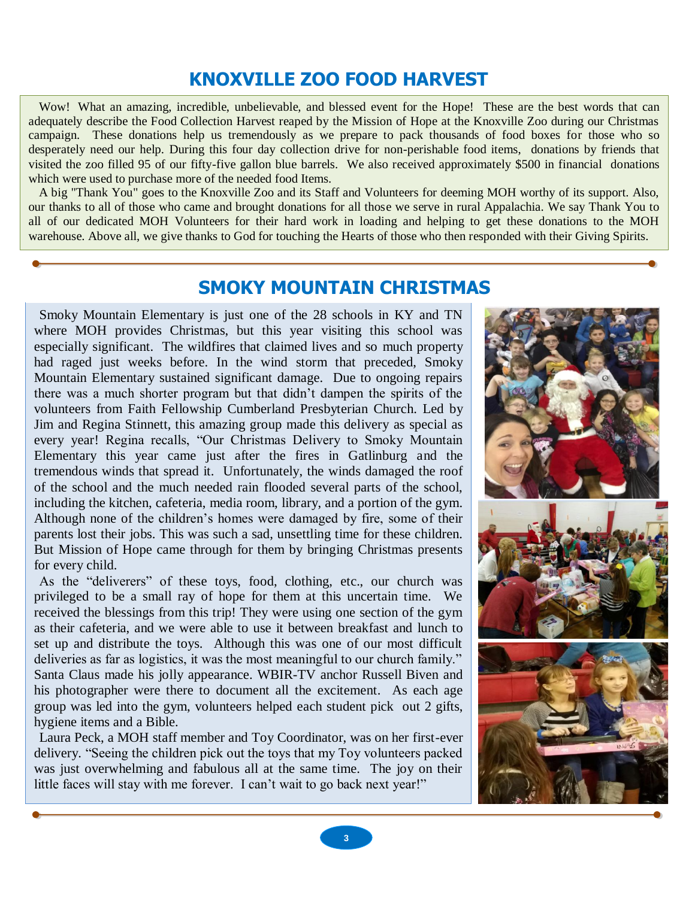## KNOXVILLE ZOO FOOD HARVEST

Wow! What an amazing, incredible, unbelievable, and blessed event for the Hope! These are the best words that can adequately describe the Food Collection Harvest reaped by the Mission of Hope at the Knoxville Zoo during our Christmas campaign. These donations help us tremendously as we prepare to pack thousands of food boxes for those who so desperately need our help. During this four day collection drive for non-perishable food items, donations by friends that visited the zoo filled 95 of our fifty-five gallon blue barrels. We also received approximately $500 in financial donations which were used to purchase more of the needed food Items.

A big "Thank You" goes to the Knoxville Zoo and its Staff and Volunteers for deeming MOH worthy of its support. Also, our thanks to all of those who came and brought donations for all those we serve in rural Appalachia. We say Thank You to all of our dedicated MOH Volunteers for their hard work in loading and helping to get these donations to the MOH warehouse. Above all, we give thanks to God for touching the Hearts of those who then responded with their Giving Spirits.

## SMOKY MOUNTAIN CHRISTMAS

Smoky Mountain Elementary is just one of the 28 schools in KY and TN where MOH provides Christmas, but this year visiting this school was especially significant. The wildfires that claimed lives and so much property had raged just weeks before. In the wind storm that preceded, Smoky Mountain Elementary sustained significant damage. Due to ongoing repairs there was a much shorter program but that didn't dampen the spirits of the volunteers from Faith Fellowship Cumberland Presbyterian Church. Led by Jim and Regina Stinnett, this amazing group made this delivery as special as every year! Regina recalls, "Our Christmas Delivery to Smoky Mountain Elementary this year came just after the fires in Gatlinburg and the tremendous winds that spread it. Unfortunately, the winds damaged the roof of the school and the much needed rain flooded several parts of the school, including the kitchen, cafeteria, media room, library, and a portion of the gym. Although none of the children's homes were damaged by fire, some of their parents lost their jobs. This was such a sad, unsettling time for these children. But Mission of Hope came through for them by bringing Christmas presents for every child.

As the "deliverers" of these toys, food, clothing, etc., our church was privileged to be a small ray of hope for them at this uncertain time. We received the blessings from this trip! They were using one section of the gym as their cafeteria, and we were able to use it between breakfast and lunch to set up and distribute the toys. Although this was one of our most difficult deliveries as far as logistics, it was the most meaningful to our church family." Santa Claus made his jolly appearance. WBIR-TV anchor Russell Biven and his photographer were there to document all the excitement. As each age group was led into the gym, volunteers helped each student pick out 2 gifts, hygiene items and a Bible.

Laura Peck, a MOH staff member and Toy Coordinator, was on her first-ever delivery. "Seeing the children pick out the toys that my Toy volunteers packed was just overwhelming and fabulous all at the same time. The joy on their little faces will stay with me forever. I can't wait to go back next year!"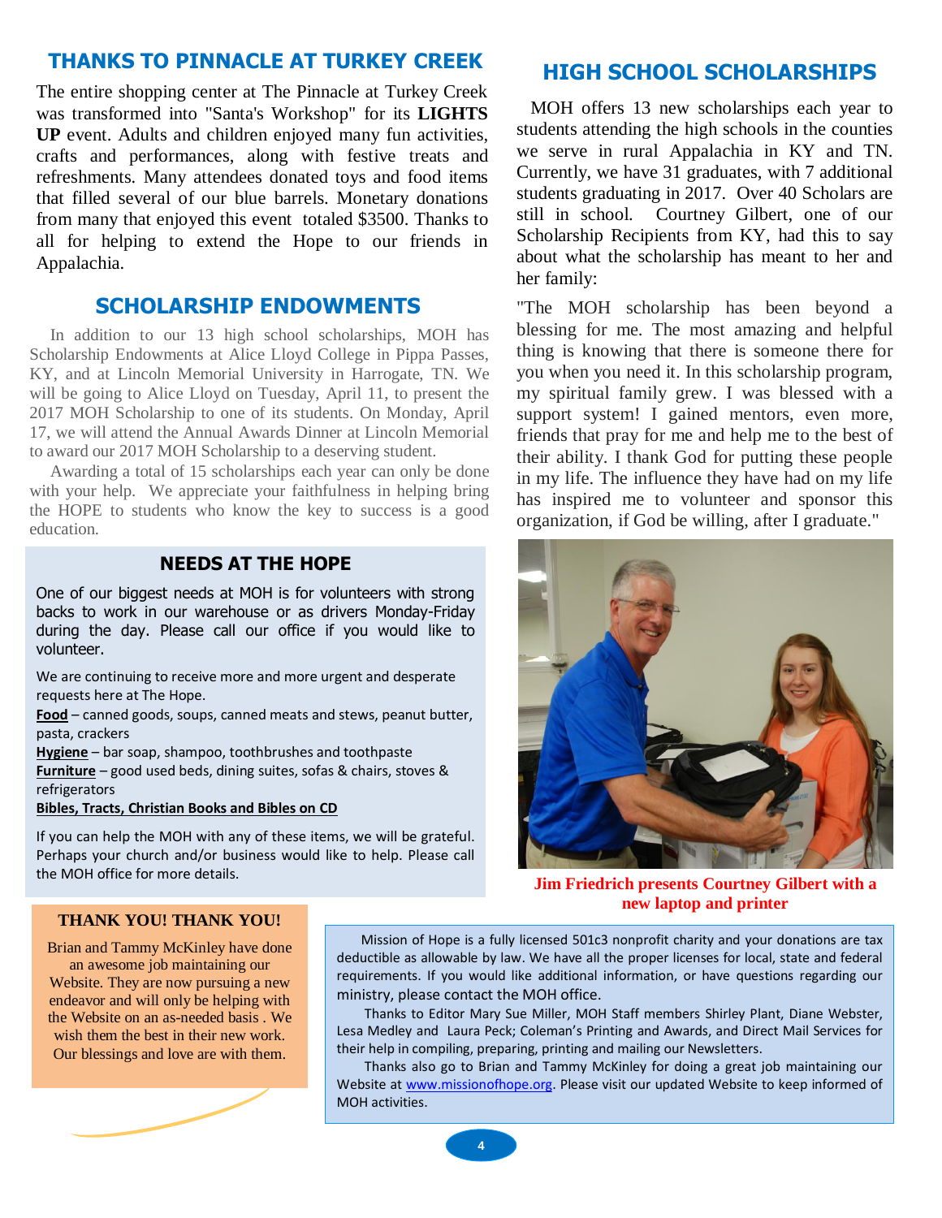## THANKS TO PINNACLE AT TURKEY CREEK

The entire shopping center at The Pinnacle at Turkey Creek was transformed into "Santa's Workshop" for its **LIGHTS UP** event. Adults and children enjoyed many fun activities, crafts and performances, along with festive treats and refreshments. Many attendees donated toys and food items that filled several of our blue barrels. Monetary donations from many that enjoyed this event totaled $3500. Thanks to all for helping to extend the Hope to our friends in Appalachia.

## SCHOLARSHIP ENDOWMENTS

In addition to our 13 high school scholarships, MOH has Scholarship Endowments at Alice Lloyd College in Pippa Passes, KY, and at Lincoln Memorial University in Harrogate, TN. We will be going to Alice Lloyd on Tuesday, April 11, to present the 2017 MOH Scholarship to one of its students. On Monday, April 17, we will attend the Annual Awards Dinner at Lincoln Memorial to award our 2017 MOH Scholarship to a deserving student.

Awarding a total of 15 scholarships each year can only be done with your help. We appreciate your faithfulness in helping bring the HOPE to students who know the key to success is a good education.

### NEEDS AT THE HOPE

One of our biggest needs at MOH is for volunteers with strong backs to work in our warehouse or as drivers Monday-Friday during the day. Please call our office if you would like to volunteer.

We are continuing to receive more and more urgent and desperate requests here at The Hope.

**Food** – canned goods, soups, canned meats and stews, peanut butter, pasta, crackers

**Hygiene** – bar soap, shampoo, toothbrushes and toothpaste

**Furniture** – good used beds, dining suites, sofas & chairs, stoves & refrigerators

**Bibles, Tracts, Christian Books and Bibles on CD**

If you can help the MOH with any of these items, we will be grateful. Perhaps your church and/or business would like to help. Please call the MOH office for more details.

## HIGH SCHOOL SCHOLARSHIPS

MOH offers 13 new scholarships each year to students attending the high schools in the counties we serve in rural Appalachia in KY and TN. Currently, we have 31 graduates, with 7 additional students graduating in 2017. Over 40 Scholars are still in school. Courtney Gilbert, one of our Scholarship Recipients from KY, had this to say about what the scholarship has meant to her and her family:

"The MOH scholarship has been beyond a blessing for me. The most amazing and helpful thing is knowing that there is someone there for you when you need it. In this scholarship program, my spiritual family grew. I was blessed with a support system! I gained mentors, even more, friends that pray for me and help me to the best of their ability. I thank God for putting these people in my life. The influence they have had on my life has inspired me to volunteer and sponsor this organization, if God be willing, after I graduate."

**Jim Friedrich presents Courtney Gilbert with a new laptop and printer**

### THANK YOU! THANK YOU!

Brian and Tammy McKinley have done an awesome job maintaining our Website. They are now pursuing a new endeavor and will only be helping with the Website on an as-needed basis . We wish them the best in their new work. Our blessings and love are with them.

Mission of Hope is a fully licensed 501c3 nonprofit charity and your donations are tax deductible as allowable by law. We have all the proper licenses for local, state and federal requirements. If you would like additional information, or have questions regarding our ministry, please contact the MOH office.

Thanks to Editor Mary Sue Miller, MOH Staff members Shirley Plant, Diane Webster, Lesa Medley and Laura Peck; Coleman's Printing and Awards, and Direct Mail Services for their help in compiling, preparing, printing and mailing our Newsletters.

Thanks also go to Brian and Tammy McKinley for doing a great job maintaining our Website at www.missionofhope.org. Please visit our updated Website to keep informed of MOH activities.